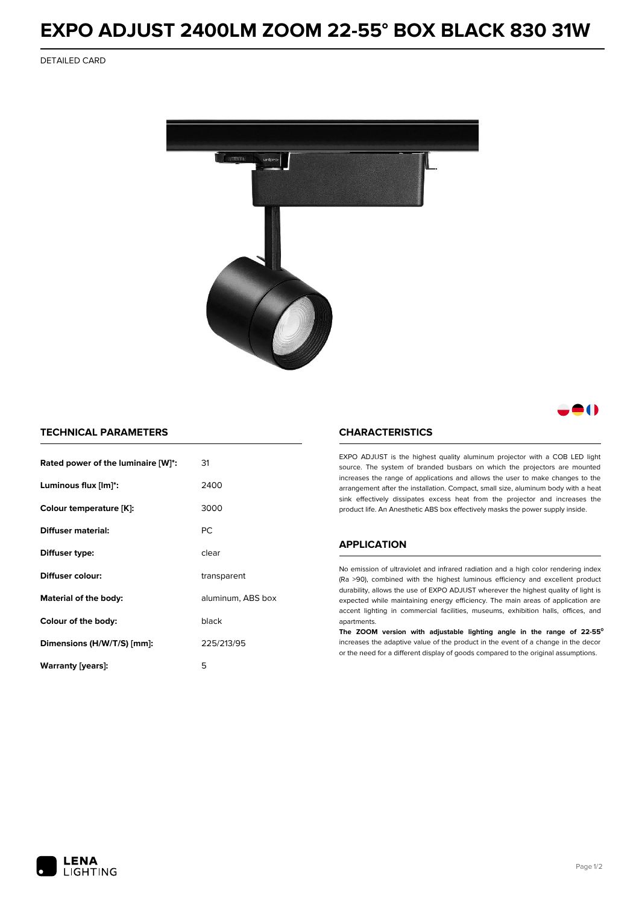# EXPO ADJUST 2400LM ZOOM 22-55° BOX BLACK 830 31W

DETAILED CARD

## TECHNICAL PARAMETERS

| | |
|---|---|
| **Rated power of the luminaire [W]*:** | 31 |
| **Luminous flux [lm]*:** | 2400 |
| **Colour temperature [K]:** | 3000 |
| **Diffuser material:** | PC |
| **Diffuser type:** | clear |
| **Diffuser colour:** | transparent |
| **Material of the body:** | aluminum, ABS box |
| **Colour of the body:** | black |
| **Dimensions (H/W/T/S) [mm]:** | 225/213/95 |
| **Warranty [years]:** | 5 |

## CHARACTERISTICS

EXPO ADJUST is the highest quality aluminum projector with a COB LED light source. The system of branded busbars on which the projectors are mounted increases the range of applications and allows the user to make changes to the arrangement after the installation. Compact, small size, aluminum body with a heat sink effectively dissipates excess heat from the projector and increases the product life. An Anesthetic ABS box effectively masks the power supply inside.

## APPLICATION

No emission of ultraviolet and infrared radiation and a high color rendering index (Ra >90), combined with the highest luminous efficiency and excellent product durability, allows the use of EXPO ADJUST wherever the highest quality of light is expected while maintaining energy efficiency. The main areas of application are accent lighting in commercial facilities, museums, exhibition halls, offices, and apartments.

**The ZOOM version with adjustable lighting angle in the range of 22-55°** increases the adaptive value of the product in the event of a change in the decor or the need for a different display of goods compared to the original assumptions.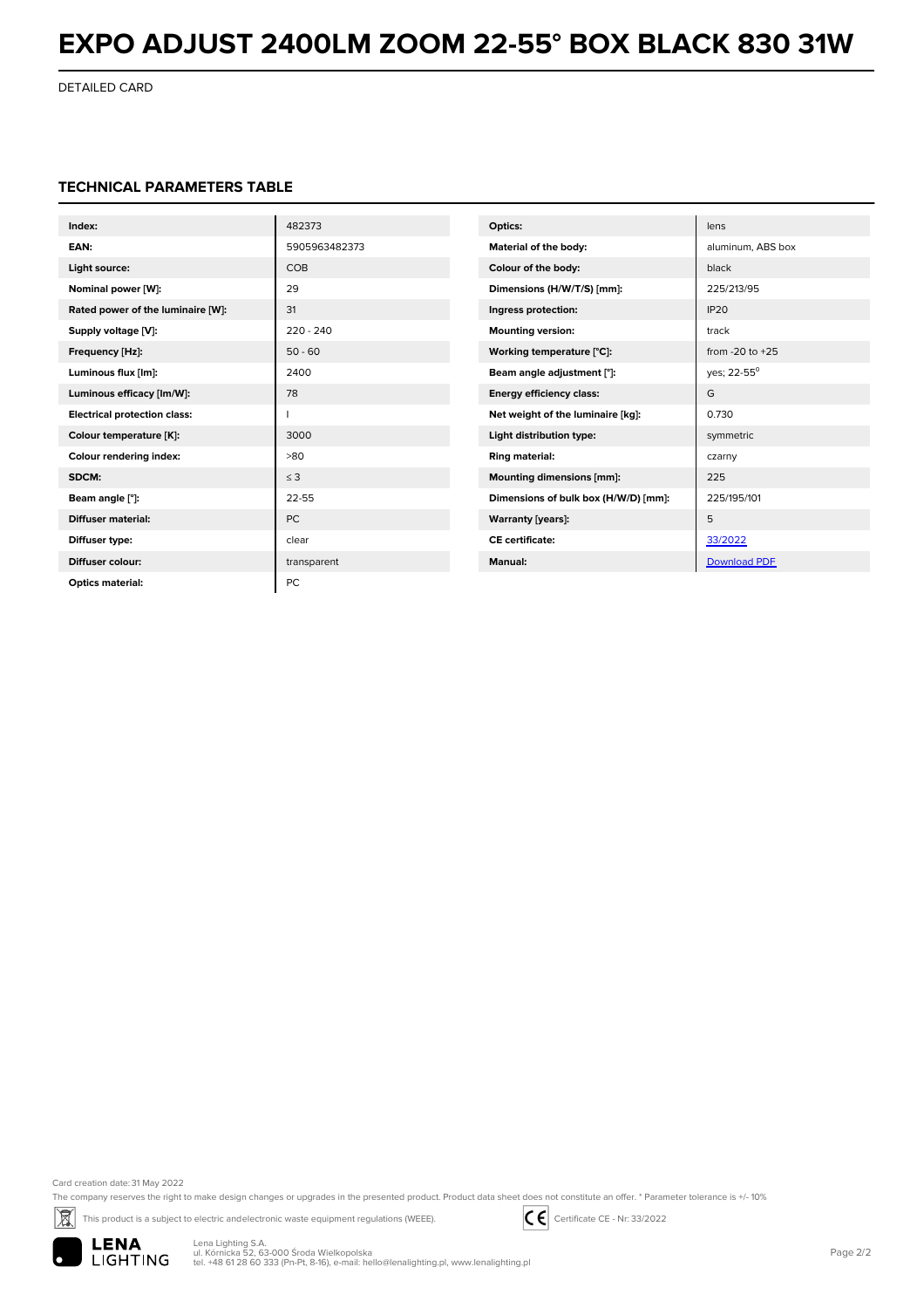# EXPO ADJUST 2400LM ZOOM 22-55° BOX BLACK 830 31W

DETAILED CARD

### TECHNICAL PARAMETERS TABLE

| | |
|---|---|
| **Index:** | 482373 |
| **EAN:** | 5905963482373 |
| **Light source:** | COB |
| **Nominal power [W]:** | 29 |
| **Rated power of the luminaire [W]:** | 31 |
| **Supply voltage [V]:** | 220 - 240 |
| **Frequency [Hz]:** | 50 - 60 |
| **Luminous flux [lm]:** | 2400 |
| **Luminous efficacy [lm/W]:** | 78 |
| **Electrical protection class:** | I |
| **Colour temperature [K]:** | 3000 |
| **Colour rendering index:** | >80 |
| **SDCM:** | ≤ 3 |
| **Beam angle [°]:** | 22-55 |
| **Diffuser material:** | PC |
| **Diffuser type:** | clear |
| **Diffuser colour:** | transparent |
| **Optics material:** | PC |
| **Optics:** | lens |
| **Material of the body:** | aluminum, ABS box |
| **Colour of the body:** | black |
| **Dimensions (H/W/T/S) [mm]:** | 225/213/95 |
| **Ingress protection:** | IP20 |
| **Mounting version:** | track |
| **Working temperature [°C]:** | from -20 to +25 |
| **Beam angle adjustment [°]:** | yes; 22-55° |
| **Energy efficiency class:** | G |
| **Net weight of the luminaire [kg]:** | 0.730 |
| **Light distribution type:** | symmetric |
| **Ring material:** | czarny |
| **Mounting dimensions [mm]:** | 225 |
| **Dimensions of bulk box (H/W/D) [mm]:** | 225/195/101 |
| **Warranty [years]:** | 5 |
| **CE certificate:** | 33/2022 |
| **Manual:** | Download PDF |

Card creation date: 31 May 2022

The company reserves the right to make design changes or upgrades in the presented product. Product data sheet does not constitute an offer. * Parameter tolerance is +/- 10%

This product is a subject to electric andelectronic waste equipment regulations (WEEE).

Certificate CE - Nr: 33/2022

Lena Lighting S.A.
ul. Kórnicka 52, 63-000 Środa Wielkopolska
tel. +48 61 28 60 333 (Pn-Pt, 8-16), e-mail: hello@lenalighting.pl, www.lenalighting.pl